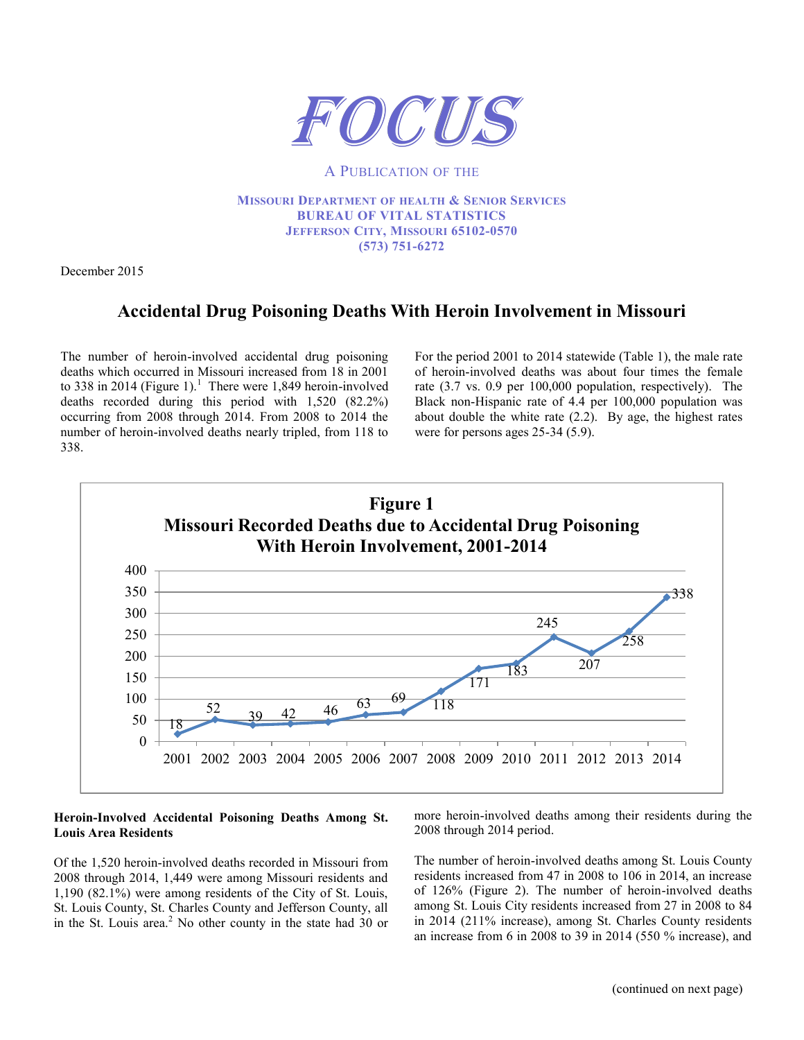# FOCUS

A PUBLICATION OF THE

**MISSOURI DEPARTMENT OF HEALTH & SENIOR SERVICES**
**BUREAU OF VITAL STATISTICS**
**JEFFERSON CITY, MISSOURI 65102-0570**
**(573) 751-6272**

December 2015

## Accidental Drug Poisoning Deaths With Heroin Involvement in Missouri

The number of heroin-involved accidental drug poisoning deaths which occurred in Missouri increased from 18 in 2001 to 338 in 2014 (Figure 1).[1] There were 1,849 heroin-involved deaths recorded during this period with 1,520 (82.2%) occurring from 2008 through 2014. From 2008 to 2014 the number of heroin-involved deaths nearly tripled, from 118 to 338.

For the period 2001 to 2014 statewide (Table 1), the male rate of heroin-involved deaths was about four times the female rate (3.7 vs. 0.9 per 100,000 population, respectively). The Black non-Hispanic rate of 4.4 per 100,000 population was about double the white rate (2.2). By age, the highest rates were for persons ages 25-34 (5.9).

**Figure 1**
**Missouri Recorded Deaths due to Accidental Drug Poisoning With Heroin Involvement, 2001-2014**

| Year | Deaths |
|---|---|
| 2001 | 18 |
| 2002 | 52 |
| 2003 | 39 |
| 2004 | 42 |
| 2005 | 46 |
| 2006 | 63 |
| 2007 | 69 |
| 2008 | 118 |
| 2009 | 171 |
| 2010 | 183 |
| 2011 | 245 |
| 2012 | 207 |
| 2013 | 258 |
| 2014 | 338 |

### Heroin-Involved Accidental Poisoning Deaths Among St. Louis Area Residents

Of the 1,520 heroin-involved deaths recorded in Missouri from 2008 through 2014, 1,449 were among Missouri residents and 1,190 (82.1%) were among residents of the City of St. Louis, St. Louis County, St. Charles County and Jefferson County, all in the St. Louis area.[2] No other county in the state had 30 or more heroin-involved deaths among their residents during the 2008 through 2014 period.

The number of heroin-involved deaths among St. Louis County residents increased from 47 in 2008 to 106 in 2014, an increase of 126% (Figure 2). The number of heroin-involved deaths among St. Louis City residents increased from 27 in 2008 to 84 in 2014 (211% increase), among St. Charles County residents an increase from 6 in 2008 to 39 in 2014 (550 % increase), and

(continued on next page)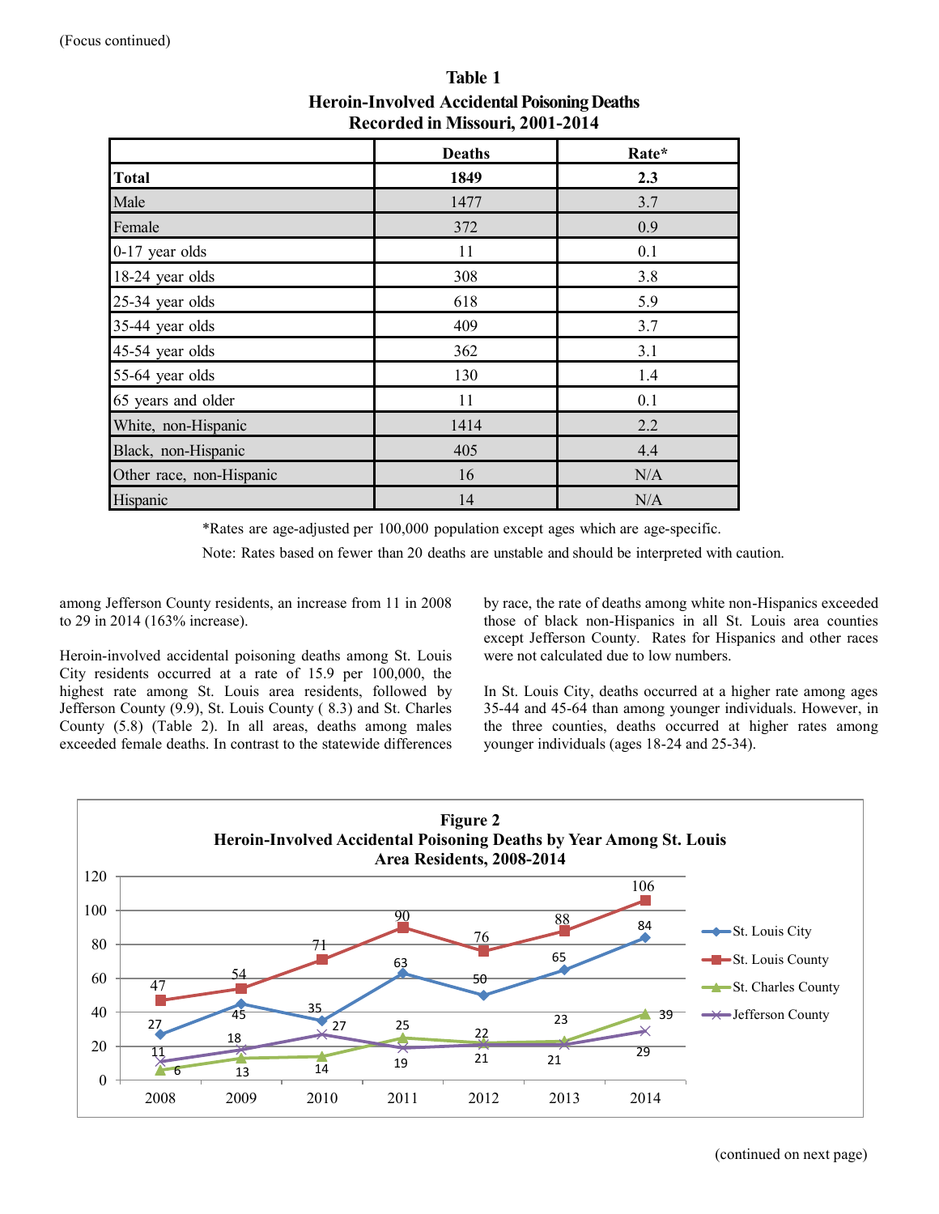(Focus continued)

**Table 1**
**Heroin-Involved Accidental Poisoning Deaths Recorded in Missouri, 2001-2014**

| | Deaths | Rate* |
|---|---|---|
| **Total** | **1849** | **2.3** |
| Male | 1477 | 3.7 |
| Female | 372 | 0.9 |
| 0-17 year olds | 11 | 0.1 |
| 18-24 year olds | 308 | 3.8 |
| 25-34 year olds | 618 | 5.9 |
| 35-44 year olds | 409 | 3.7 |
| 45-54 year olds | 362 | 3.1 |
| 55-64 year olds | 130 | 1.4 |
| 65 years and older | 11 | 0.1 |
| White, non-Hispanic | 1414 | 2.2 |
| Black, non-Hispanic | 405 | 4.4 |
| Other race, non-Hispanic | 16 | N/A |
| Hispanic | 14 | N/A |

*Rates are age-adjusted per 100,000 population except ages which are age-specific.

Note: Rates based on fewer than 20 deaths are unstable and should be interpreted with caution.

among Jefferson County residents, an increase from 11 in 2008 to 29 in 2014 (163% increase).

Heroin-involved accidental poisoning deaths among St. Louis City residents occurred at a rate of 15.9 per 100,000, the highest rate among St. Louis area residents, followed by Jefferson County (9.9), St. Louis County ( 8.3) and St. Charles County (5.8) (Table 2). In all areas, deaths among males exceeded female deaths. In contrast to the statewide differences by race, the rate of deaths among white non-Hispanics exceeded those of black non-Hispanics in all St. Louis area counties except Jefferson County. Rates for Hispanics and other races were not calculated due to low numbers.

In St. Louis City, deaths occurred at a higher rate among ages 35-44 and 45-64 than among younger individuals. However, in the three counties, deaths occurred at higher rates among younger individuals (ages 18-24 and 25-34).

**Figure 2**
**Heroin-Involved Accidental Poisoning Deaths by Year Among St. Louis Area Residents, 2008-2014**

| | 2008 | 2009 | 2010 | 2011 | 2012 | 2013 | 2014 |
|---|---|---|---|---|---|---|---|
| St. Louis City | 27 | 45 | 35 | 63 | 50 | 65 | 84 |
| St. Louis County | 47 | 54 | 71 | 90 | 76 | 88 | 106 |
| St. Charles County | 6 | 13 | 14 | 25 | 22 | 23 | 39 |
| Jefferson County | 11 | 18 | 27 | 19 | 21 | 21 | 29 |

(continued on next page)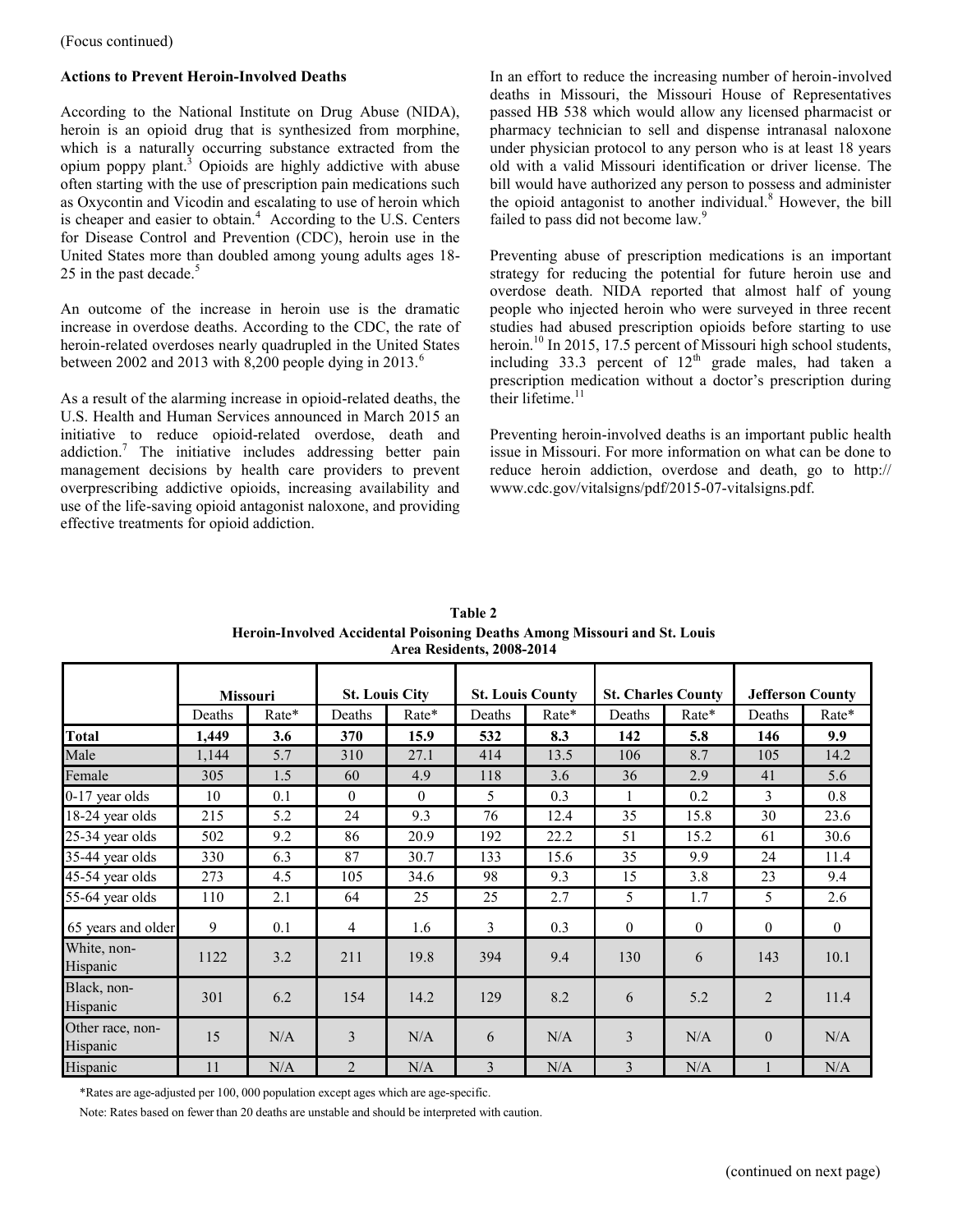(Focus continued)

**Actions to Prevent Heroin-Involved Deaths**

According to the National Institute on Drug Abuse (NIDA), heroin is an opioid drug that is synthesized from morphine, which is a naturally occurring substance extracted from the opium poppy plant.[3] Opioids are highly addictive with abuse often starting with the use of prescription pain medications such as Oxycontin and Vicodin and escalating to use of heroin which is cheaper and easier to obtain.[4] According to the U.S. Centers for Disease Control and Prevention (CDC), heroin use in the United States more than doubled among young adults ages 18-25 in the past decade.[5]

An outcome of the increase in heroin use is the dramatic increase in overdose deaths. According to the CDC, the rate of heroin-related overdoses nearly quadrupled in the United States between 2002 and 2013 with 8,200 people dying in 2013.[6]

As a result of the alarming increase in opioid-related deaths, the U.S. Health and Human Services announced in March 2015 an initiative to reduce opioid-related overdose, death and addiction.[7] The initiative includes addressing better pain management decisions by health care providers to prevent overprescribing addictive opioids, increasing availability and use of the life-saving opioid antagonist naloxone, and providing effective treatments for opioid addiction.

In an effort to reduce the increasing number of heroin-involved deaths in Missouri, the Missouri House of Representatives passed HB 538 which would allow any licensed pharmacist or pharmacy technician to sell and dispense intranasal naloxone under physician protocol to any person who is at least 18 years old with a valid Missouri identification or driver license. The bill would have authorized any person to possess and administer the opioid antagonist to another individual.[8] However, the bill failed to pass did not become law.[9]

Preventing abuse of prescription medications is an important strategy for reducing the potential for future heroin use and overdose death. NIDA reported that almost half of young people who injected heroin who were surveyed in three recent studies had abused prescription opioids before starting to use heroin.[10] In 2015, 17.5 percent of Missouri high school students, including 33.3 percent of 12th grade males, had taken a prescription medication without a doctor's prescription during their lifetime.[11]

Preventing heroin-involved deaths is an important public health issue in Missouri. For more information on what can be done to reduce heroin addiction, overdose and death, go to http://www.cdc.gov/vitalsigns/pdf/2015-07-vitalsigns.pdf.

**Table 2**
**Heroin-Involved Accidental Poisoning Deaths Among Missouri and St. Louis Area Residents, 2008-2014**

| | Missouri | | St. Louis City | | St. Louis County | | St. Charles County | | Jefferson County | |
|---|---|---|---|---|---|---|---|---|---|---|
| | Deaths | Rate* | Deaths | Rate* | Deaths | Rate* | Deaths | Rate* | Deaths | Rate* |
| **Total** | **1,449** | **3.6** | **370** | **15.9** | **532** | **8.3** | **142** | **5.8** | **146** | **9.9** |
| Male | 1,144 | 5.7 | 310 | 27.1 | 414 | 13.5 | 106 | 8.7 | 105 | 14.2 |
| Female | 305 | 1.5 | 60 | 4.9 | 118 | 3.6 | 36 | 2.9 | 41 | 5.6 |
| 0-17 year olds | 10 | 0.1 | 0 | 0 | 5 | 0.3 | 1 | 0.2 | 3 | 0.8 |
| 18-24 year olds | 215 | 5.2 | 24 | 9.3 | 76 | 12.4 | 35 | 15.8 | 30 | 23.6 |
| 25-34 year olds | 502 | 9.2 | 86 | 20.9 | 192 | 22.2 | 51 | 15.2 | 61 | 30.6 |
| 35-44 year olds | 330 | 6.3 | 87 | 30.7 | 133 | 15.6 | 35 | 9.9 | 24 | 11.4 |
| 45-54 year olds | 273 | 4.5 | 105 | 34.6 | 98 | 9.3 | 15 | 3.8 | 23 | 9.4 |
| 55-64 year olds | 110 | 2.1 | 64 | 25 | 25 | 2.7 | 5 | 1.7 | 5 | 2.6 |
| 65 years and older | 9 | 0.1 | 4 | 1.6 | 3 | 0.3 | 0 | 0 | 0 | 0 |
| White, non-Hispanic | 1122 | 3.2 | 211 | 19.8 | 394 | 9.4 | 130 | 6 | 143 | 10.1 |
| Black, non-Hispanic | 301 | 6.2 | 154 | 14.2 | 129 | 8.2 | 6 | 5.2 | 2 | 11.4 |
| Other race, non-Hispanic | 15 | N/A | 3 | N/A | 6 | N/A | 3 | N/A | 0 | N/A |
| Hispanic | 11 | N/A | 2 | N/A | 3 | N/A | 3 | N/A | 1 | N/A |

*Rates are age-adjusted per 100, 000 population except ages which are age-specific.

Note: Rates based on fewer than 20 deaths are unstable and should be interpreted with caution.

(continued on next page)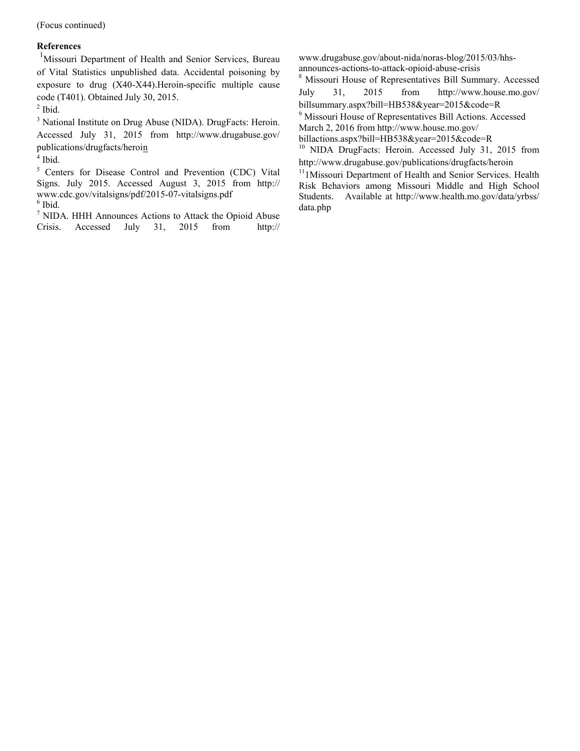(Focus continued)

**References**

[1]Missouri Department of Health and Senior Services, Bureau of Vital Statistics unpublished data. Accidental poisoning by exposure to drug (X40-X44).Heroin-specific multiple cause code (T401). Obtained July 30, 2015.

[2] Ibid.

[3] National Institute on Drug Abuse (NIDA). DrugFacts: Heroin. Accessed July 31, 2015 from http://www.drugabuse.gov/publications/drugfacts/heroin

[4] Ibid.

[5] Centers for Disease Control and Prevention (CDC) Vital Signs. July 2015. Accessed August 3, 2015 from http://www.cdc.gov/vitalsigns/pdf/2015-07-vitalsigns.pdf

[6] Ibid.

[7] NIDA. HHH Announces Actions to Attack the Opioid Abuse Crisis. Accessed July 31, 2015 from http://www.drugabuse.gov/about-nida/noras-blog/2015/03/hhs-announces-actions-to-attack-opioid-abuse-crisis

[8] Missouri House of Representatives Bill Summary. Accessed July 31, 2015 from http://www.house.mo.gov/billsummary.aspx?bill=HB538&year=2015&code=R

[9] Missouri House of Representatives Bill Actions. Accessed March 2, 2016 from http://www.house.mo.gov/billactions.aspx?bill=HB538&year=2015&code=R

[10] NIDA DrugFacts: Heroin. Accessed July 31, 2015 from http://www.drugabuse.gov/publications/drugfacts/heroin

[11]1Missouri Department of Health and Senior Services. Health Risk Behaviors among Missouri Middle and High School Students. Available at http://www.health.mo.gov/data/yrbss/data.php